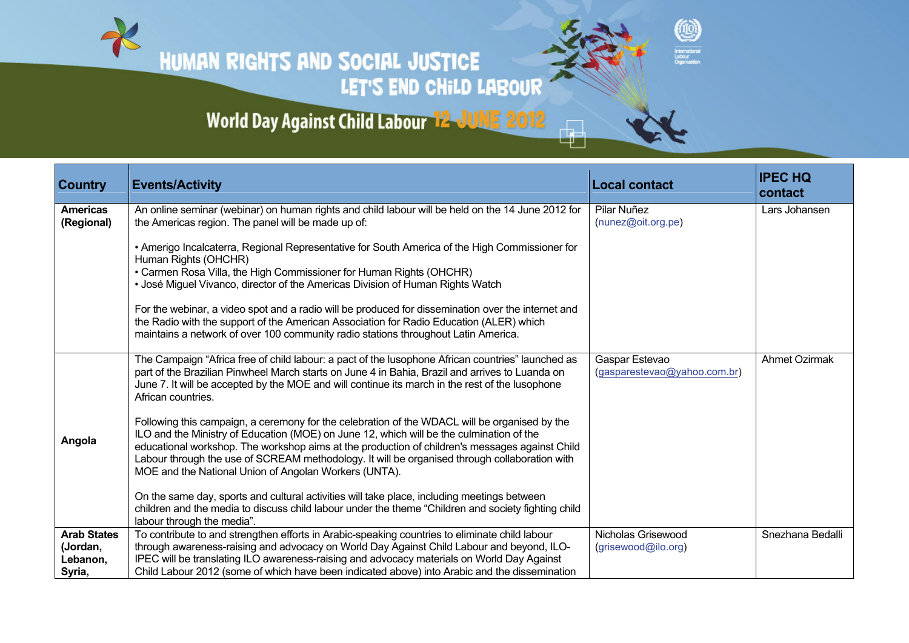# HUMAN RIGHTS AND SOCIAL JUSTICE

## LET'S END CHILD LABOUR

### World Day Against Child Labour 12 JUNE 2012

| Country | Events/Activity | Local contact | IPEC HQ contact |
|---|---|---|---|
| **Americas (Regional)** | An online seminar (webinar) on human rights and child labour will be held on the 14 June 2012 for the Americas region. The panel will be made up of:<br><br>• Amerigo Incalcaterra, Regional Representative for South America of the High Commissioner for Human Rights (OHCHR)<br>• Carmen Rosa Villa, the High Commissioner for Human Rights (OHCHR)<br>• José Miguel Vivanco, director of the Americas Division of Human Rights Watch<br><br>For the webinar, a video spot and a radio will be produced for dissemination over the internet and the Radio with the support of the American Association for Radio Education (ALER) which maintains a network of over 100 community radio stations throughout Latin America. | Pilar Nuñez (nunez@oit.org.pe) | Lars Johansen |
| **Angola** | The Campaign "Africa free of child labour: a pact of the lusophone African countries" launched as part of the Brazilian Pinwheel March starts on June 4 in Bahia, Brazil and arrives to Luanda on June 7. It will be accepted by the MOE and will continue its march in the rest of the lusophone African countries.<br><br>Following this campaign, a ceremony for the celebration of the WDACL will be organised by the ILO and the Ministry of Education (MOE) on June 12, which will be the culmination of the educational workshop. The workshop aims at the production of children's messages against Child Labour through the use of SCREAM methodology. It will be organised through collaboration with MOE and the National Union of Angolan Workers (UNTA).<br><br>On the same day, sports and cultural activities will take place, including meetings between children and the media to discuss child labour under the theme "Children and society fighting child labour through the media". | Gaspar Estevao (gasparestevao@yahoo.com.br) | Ahmet Ozirmak |
| **Arab States (Jordan, Lebanon, Syria,** | To contribute to and strengthen efforts in Arabic-speaking countries to eliminate child labour through awareness-raising and advocacy on World Day Against Child Labour and beyond, ILO-IPEC will be translating ILO awareness-raising and advocacy materials on World Day Against Child Labour 2012 (some of which have been indicated above) into Arabic and the dissemination | Nicholas Grisewood (grisewood@ilo.org) | Snezhana Bedalli |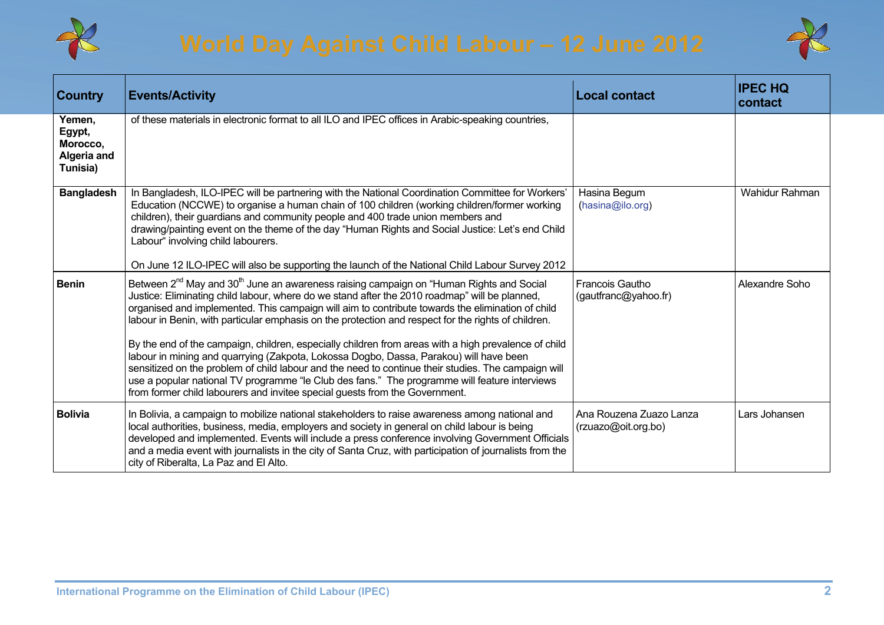# World Day Against Child Labour – 12 June 2012

| Country | Events/Activity | Local contact | IPEC HQ contact |
|---|---|---|---|
| **Yemen, Egypt, Morocco, Algeria and Tunisia)** | of these materials in electronic format to all ILO and IPEC offices in Arabic-speaking countries, | | |
| **Bangladesh** | In Bangladesh, ILO-IPEC will be partnering with the National Coordination Committee for Workers' Education (NCCWE) to organise a human chain of 100 children (working children/former working children), their guardians and community people and 400 trade union members and drawing/painting event on the theme of the day "Human Rights and Social Justice: Let's end Child Labour" involving child labourers.<br><br>On June 12 ILO-IPEC will also be supporting the launch of the National Child Labour Survey 2012 | Hasina Begum (hasina@ilo.org) | Wahidur Rahman |
| **Benin** | Between 2nd May and 30th June an awareness raising campaign on "Human Rights and Social Justice: Eliminating child labour, where do we stand after the 2010 roadmap" will be planned, organised and implemented. This campaign will aim to contribute towards the elimination of child labour in Benin, with particular emphasis on the protection and respect for the rights of children.<br><br>By the end of the campaign, children, especially children from areas with a high prevalence of child labour in mining and quarrying (Zakpota, Lokossa Dogbo, Dassa, Parakou) will have been sensitized on the problem of child labour and the need to continue their studies. The campaign will use a popular national TV programme "le Club des fans." The programme will feature interviews from former child labourers and invitee special guests from the Government. | Francois Gautho (gautfranc@yahoo.fr) | Alexandre Soho |
| **Bolivia** | In Bolivia, a campaign to mobilize national stakeholders to raise awareness among national and local authorities, business, media, employers and society in general on child labour is being developed and implemented. Events will include a press conference involving Government Officials and a media event with journalists in the city of Santa Cruz, with participation of journalists from the city of Riberalta, La Paz and El Alto. | Ana Rouzena Zuazo Lanza (rzuazo@oit.org.bo) | Lars Johansen |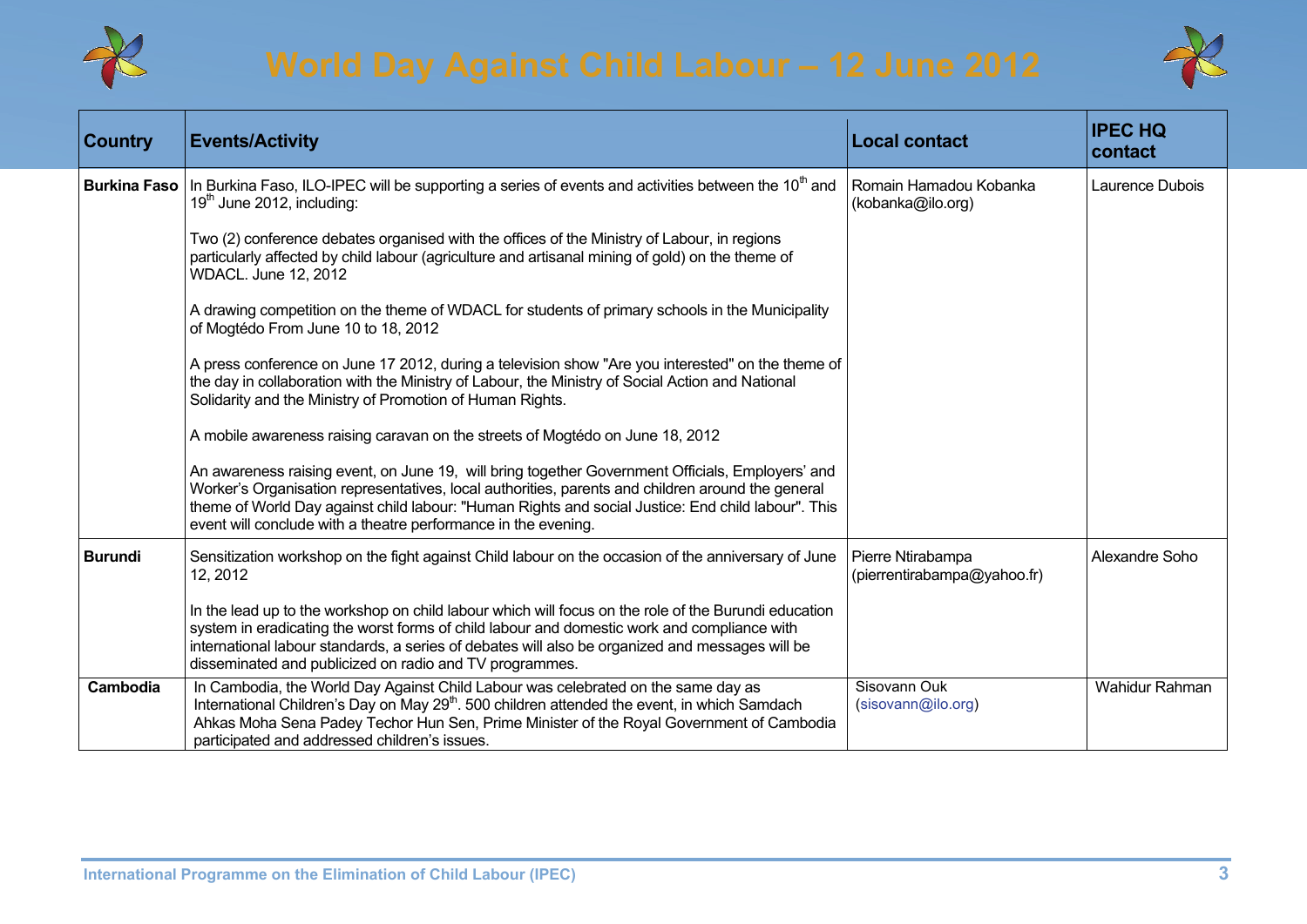# World Day Against Child Labour – 12 June 2012

| Country | Events/Activity | Local contact | IPEC HQ contact |
|---|---|---|---|
| **Burkina Faso** | In Burkina Faso, ILO-IPEC will be supporting a series of events and activities between the 10th and 19th June 2012, including:<br><br>Two (2) conference debates organised with the offices of the Ministry of Labour, in regions particularly affected by child labour (agriculture and artisanal mining of gold) on the theme of WDACL. June 12, 2012<br><br>A drawing competition on the theme of WDACL for students of primary schools in the Municipality of Mogtédo From June 10 to 18, 2012<br><br>A press conference on June 17 2012, during a television show "Are you interested" on the theme of the day in collaboration with the Ministry of Labour, the Ministry of Social Action and National Solidarity and the Ministry of Promotion of Human Rights.<br><br>A mobile awareness raising caravan on the streets of Mogtédo on June 18, 2012<br><br>An awareness raising event, on June 19, will bring together Government Officials, Employers' and Worker's Organisation representatives, local authorities, parents and children around the general theme of World Day against child labour: "Human Rights and social Justice: End child labour". This event will conclude with a theatre performance in the evening. | Romain Hamadou Kobanka (kobanka@ilo.org) | Laurence Dubois |
| **Burundi** | Sensitization workshop on the fight against Child labour on the occasion of the anniversary of June 12, 2012<br><br>In the lead up to the workshop on child labour which will focus on the role of the Burundi education system in eradicating the worst forms of child labour and domestic work and compliance with international labour standards, a series of debates will also be organized and messages will be disseminated and publicized on radio and TV programmes. | Pierre Ntirabampa (pierrentirabampa@yahoo.fr) | Alexandre Soho |
| **Cambodia** | In Cambodia, the World Day Against Child Labour was celebrated on the same day as International Children's Day on May 29th. 500 children attended the event, in which Samdach Ahkas Moha Sena Padey Techor Hun Sen, Prime Minister of the Royal Government of Cambodia participated and addressed children's issues. | Sisovann Ouk (sisovann@ilo.org) | Wahidur Rahman |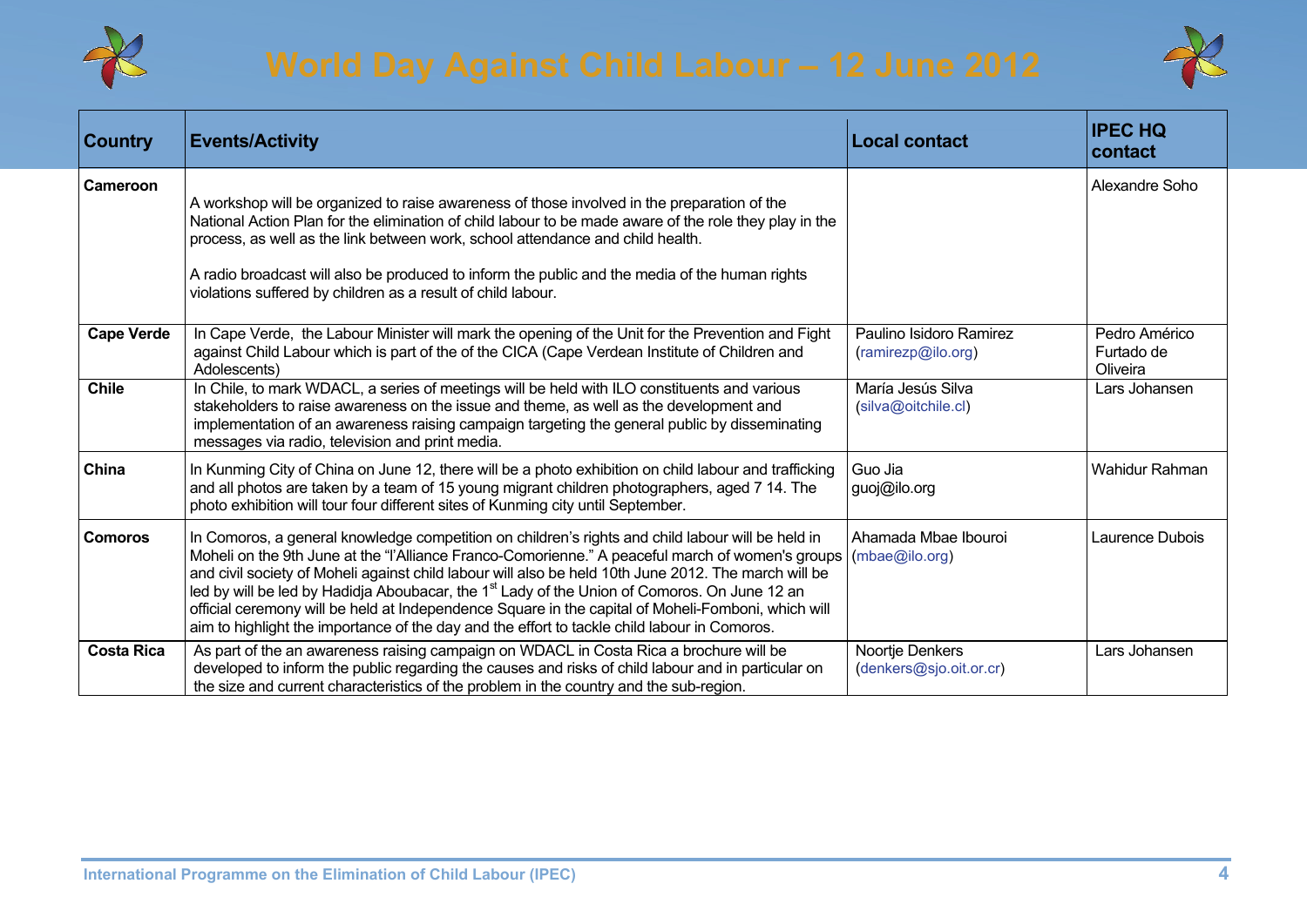# World Day Against Child Labour – 12 June 2012

| Country | Events/Activity | Local contact | IPEC HQ contact |
|---|---|---|---|
| **Cameroon** | A workshop will be organized to raise awareness of those involved in the preparation of the National Action Plan for the elimination of child labour to be made aware of the role they play in the process, as well as the link between work, school attendance and child health.<br><br>A radio broadcast will also be produced to inform the public and the media of the human rights violations suffered by children as a result of child labour. | | Alexandre Soho |
| **Cape Verde** | In Cape Verde, the Labour Minister will mark the opening of the Unit for the Prevention and Fight against Child Labour which is part of the of the CICA (Cape Verdean Institute of Children and Adolescents) | Paulino Isidoro Ramirez (ramirezp@ilo.org) | Pedro Américo Furtado de Oliveira |
| **Chile** | In Chile, to mark WDACL, a series of meetings will be held with ILO constituents and various stakeholders to raise awareness on the issue and theme, as well as the development and implementation of an awareness raising campaign targeting the general public by disseminating messages via radio, television and print media. | María Jesús Silva (silva@oitchile.cl) | Lars Johansen |
| **China** | In Kunming City of China on June 12, there will be a photo exhibition on child labour and trafficking and all photos are taken by a team of 15 young migrant children photographers, aged 7 14. The photo exhibition will tour four different sites of Kunming city until September. | Guo Jia guoj@ilo.org | Wahidur Rahman |
| **Comoros** | In Comoros, a general knowledge competition on children's rights and child labour will be held in Moheli on the 9th June at the "l'Alliance Franco-Comorienne." A peaceful march of women's groups and civil society of Moheli against child labour will also be held 10th June 2012. The march will be led by will be led by Hadidja Aboubacar, the 1st Lady of the Union of Comoros. On June 12 an official ceremony will be held at Independence Square in the capital of Moheli-Fomboni, which will aim to highlight the importance of the day and the effort to tackle child labour in Comoros. | Ahamada Mbae Ibouroi (mbae@ilo.org) | Laurence Dubois |
| **Costa Rica** | As part of the an awareness raising campaign on WDACL in Costa Rica a brochure will be developed to inform the public regarding the causes and risks of child labour and in particular on the size and current characteristics of the problem in the country and the sub-region. | Noortje Denkers (denkers@sjo.oit.or.cr) | Lars Johansen |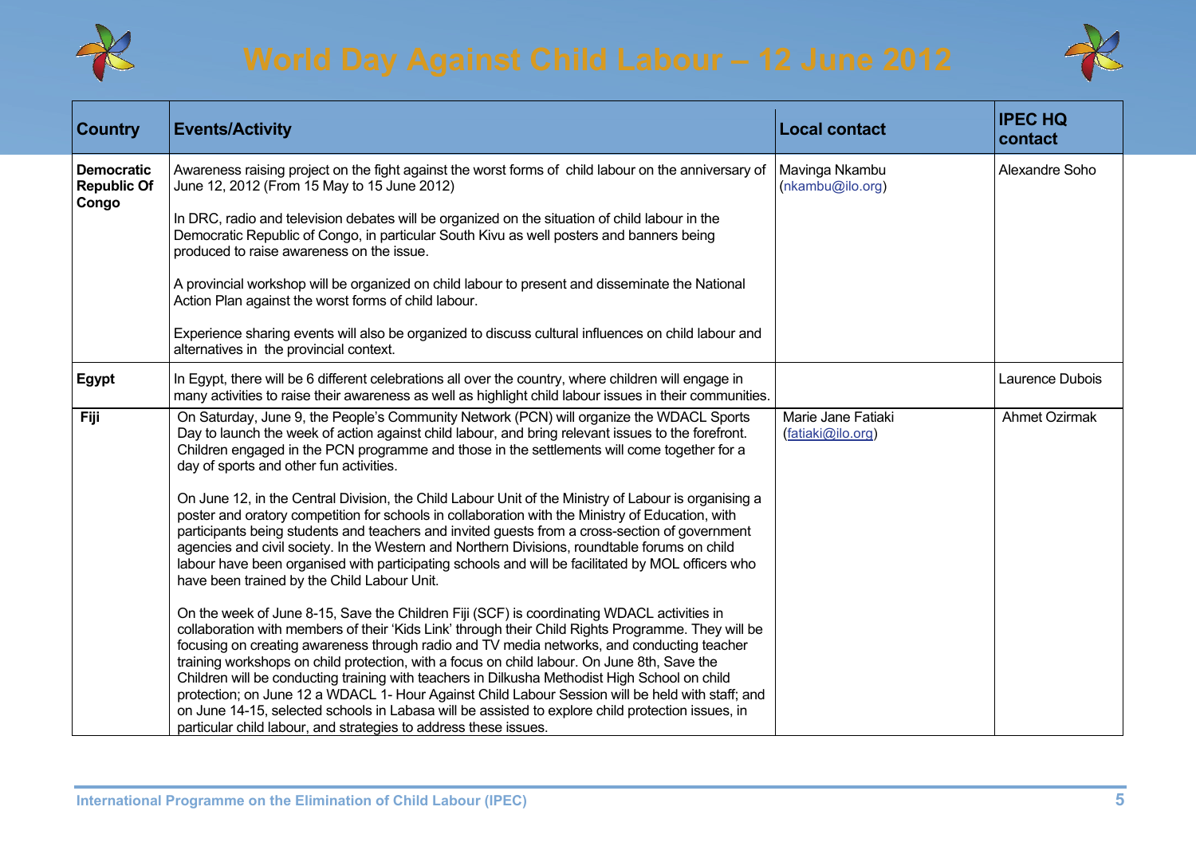# World Day Against Child Labour – 12 June 2012

| Country | Events/Activity | Local contact | IPEC HQ contact |
|---|---|---|---|
| **Democratic Republic Of Congo** | Awareness raising project on the fight against the worst forms of child labour on the anniversary of June 12, 2012 (From 15 May to 15 June 2012)<br><br>In DRC, radio and television debates will be organized on the situation of child labour in the Democratic Republic of Congo, in particular South Kivu as well posters and banners being produced to raise awareness on the issue.<br><br>A provincial workshop will be organized on child labour to present and disseminate the National Action Plan against the worst forms of child labour.<br><br>Experience sharing events will also be organized to discuss cultural influences on child labour and alternatives in the provincial context. | Mavinga Nkambu (nkambu@ilo.org) | Alexandre Soho |
| **Egypt** | In Egypt, there will be 6 different celebrations all over the country, where children will engage in many activities to raise their awareness as well as highlight child labour issues in their communities. | | Laurence Dubois |
| **Fiji** | On Saturday, June 9, the People's Community Network (PCN) will organize the WDACL Sports Day to launch the week of action against child labour, and bring relevant issues to the forefront. Children engaged in the PCN programme and those in the settlements will come together for a day of sports and other fun activities.<br><br>On June 12, in the Central Division, the Child Labour Unit of the Ministry of Labour is organising a poster and oratory competition for schools in collaboration with the Ministry of Education, with participants being students and teachers and invited guests from a cross-section of government agencies and civil society. In the Western and Northern Divisions, roundtable forums on child labour have been organised with participating schools and will be facilitated by MOL officers who have been trained by the Child Labour Unit.<br><br>On the week of June 8-15, Save the Children Fiji (SCF) is coordinating WDACL activities in collaboration with members of their 'Kids Link' through their Child Rights Programme. They will be focusing on creating awareness through radio and TV media networks, and conducting teacher training workshops on child protection, with a focus on child labour. On June 8th, Save the Children will be conducting training with teachers in Dilkusha Methodist High School on child protection; on June 12 a WDACL 1- Hour Against Child Labour Session will be held with staff; and on June 14-15, selected schools in Labasa will be assisted to explore child protection issues, in particular child labour, and strategies to address these issues. | Marie Jane Fatiaki (fatiaki@ilo.org) | Ahmet Ozirmak |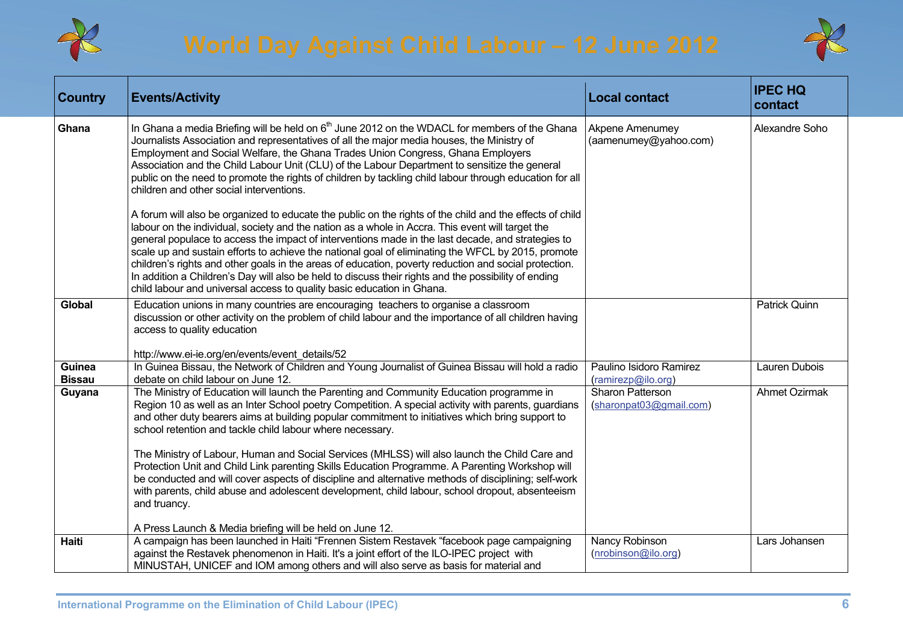# World Day Against Child Labour – 12 June 2012

| Country | Events/Activity | Local contact | IPEC HQ contact |
|---|---|---|---|
| **Ghana** | In Ghana a media Briefing will be held on 6th June 2012 on the WDACL for members of the Ghana Journalists Association and representatives of all the major media houses, the Ministry of Employment and Social Welfare, the Ghana Trades Union Congress, Ghana Employers Association and the Child Labour Unit (CLU) of the Labour Department to sensitize the general public on the need to promote the rights of children by tackling child labour through education for all children and other social interventions.<br><br>A forum will also be organized to educate the public on the rights of the child and the effects of child labour on the individual, society and the nation as a whole in Accra. This event will target the general populace to access the impact of interventions made in the last decade, and strategies to scale up and sustain efforts to achieve the national goal of eliminating the WFCL by 2015, promote children's rights and other goals in the areas of education, poverty reduction and social protection. In addition a Children's Day will also be held to discuss their rights and the possibility of ending child labour and universal access to quality basic education in Ghana. | Akpene Amenumey (aamenumey@yahoo.com) | Alexandre Soho |
| **Global** | Education unions in many countries are encouraging teachers to organise a classroom discussion or other activity on the problem of child labour and the importance of all children having access to quality education<br><br>http://www.ei-ie.org/en/events/event_details/52 | | Patrick Quinn |
| **Guinea Bissau** | In Guinea Bissau, the Network of Children and Young Journalist of Guinea Bissau will hold a radio debate on child labour on June 12. | Paulino Isidoro Ramirez (ramirezp@ilo.org) | Lauren Dubois |
| **Guyana** | The Ministry of Education will launch the Parenting and Community Education programme in Region 10 as well as an Inter School poetry Competition. A special activity with parents, guardians and other duty bearers aims at building popular commitment to initiatives which bring support to school retention and tackle child labour where necessary.<br><br>The Ministry of Labour, Human and Social Services (MHLSS) will also launch the Child Care and Protection Unit and Child Link parenting Skills Education Programme. A Parenting Workshop will be conducted and will cover aspects of discipline and alternative methods of disciplining; self-work with parents, child abuse and adolescent development, child labour, school dropout, absenteeism and truancy.<br><br>A Press Launch & Media briefing will be held on June 12. | Sharon Patterson (sharonpat03@gmail.com) | Ahmet Ozirmak |
| **Haiti** | A campaign has been launched in Haiti "Frennen Sistem Restavek "facebook page campaigning against the Restavek phenomenon in Haiti. It's a joint effort of the ILO-IPEC project with MINUSTAH, UNICEF and IOM among others and will also serve as basis for material and | Nancy Robinson (nrobinson@ilo.org) | Lars Johansen |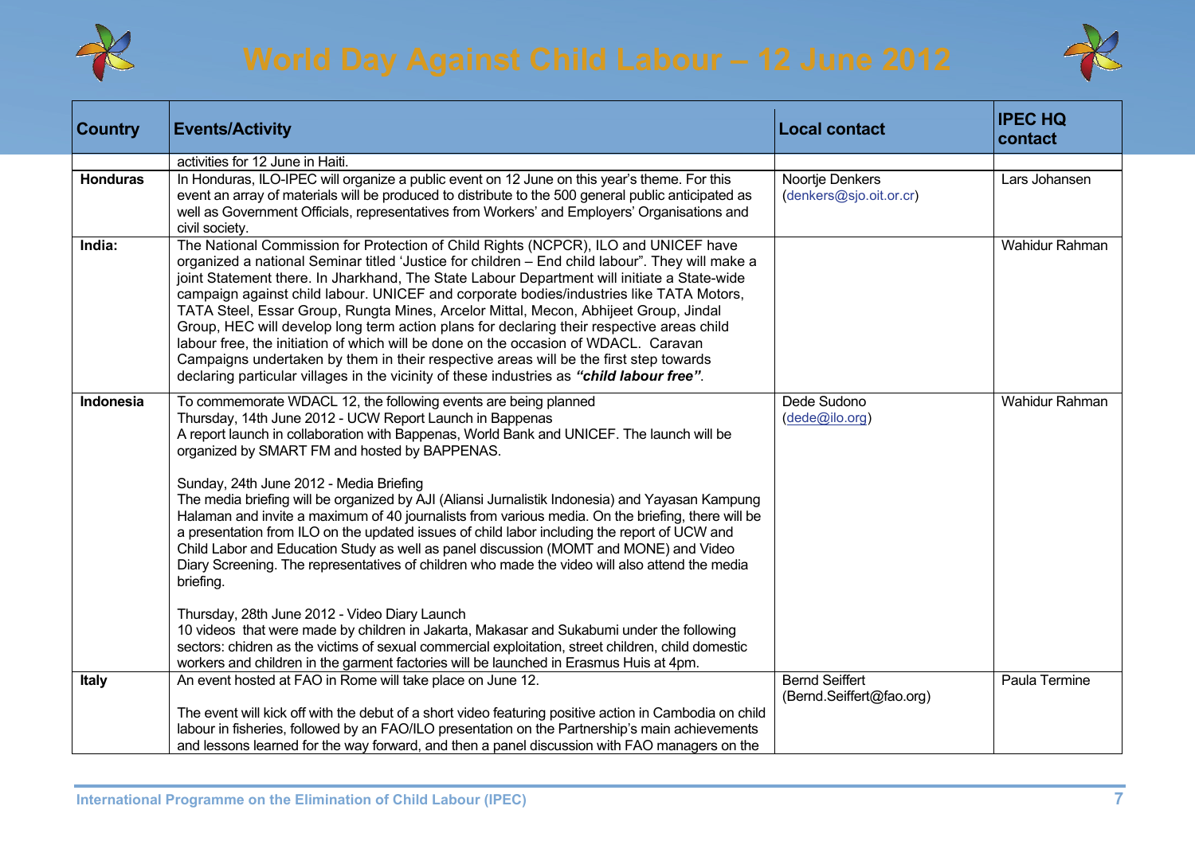# World Day Against Child Labour – 12 June 2012

| Country | Events/Activity | Local contact | IPEC HQ contact |
|---|---|---|---|
| | activities for 12 June in Haiti. | | |
| **Honduras** | In Honduras, ILO-IPEC will organize a public event on 12 June on this year's theme. For this event an array of materials will be produced to distribute to the 500 general public anticipated as well as Government Officials, representatives from Workers' and Employers' Organisations and civil society. | Noortje Denkers (denkers@sjo.oit.or.cr) | Lars Johansen |
| **India:** | The National Commission for Protection of Child Rights (NCPCR), ILO and UNICEF have organized a national Seminar titled 'Justice for children – End child labour". They will make a joint Statement there. In Jharkhand, The State Labour Department will initiate a State-wide campaign against child labour. UNICEF and corporate bodies/industries like TATA Motors, TATA Steel, Essar Group, Rungta Mines, Arcelor Mittal, Mecon, Abhijeet Group, Jindal Group, HEC will develop long term action plans for declaring their respective areas child labour free, the initiation of which will be done on the occasion of WDACL. Caravan Campaigns undertaken by them in their respective areas will be the first step towards declaring particular villages in the vicinity of these industries as ***"child labour free"***. | | Wahidur Rahman |
| **Indonesia** | To commemorate WDACL 12, the following events are being planned<br>Thursday, 14th June 2012 - UCW Report Launch in Bappenas<br>A report launch in collaboration with Bappenas, World Bank and UNICEF. The launch will be organized by SMART FM and hosted by BAPPENAS.<br><br>Sunday, 24th June 2012 - Media Briefing<br>The media briefing will be organized by AJI (Aliansi Jurnalistik Indonesia) and Yayasan Kampung Halaman and invite a maximum of 40 journalists from various media. On the briefing, there will be a presentation from ILO on the updated issues of child labor including the report of UCW and Child Labor and Education Study as well as panel discussion (MOMT and MONE) and Video Diary Screening. The representatives of children who made the video will also attend the media briefing.<br><br>Thursday, 28th June 2012 - Video Diary Launch<br>10 videos that were made by children in Jakarta, Makasar and Sukabumi under the following sectors: chidren as the victims of sexual commercial exploitation, street children, child domestic workers and children in the garment factories will be launched in Erasmus Huis at 4pm. | Dede Sudono (dede@ilo.org) | Wahidur Rahman |
| **Italy** | An event hosted at FAO in Rome will take place on June 12.<br><br>The event will kick off with the debut of a short video featuring positive action in Cambodia on child labour in fisheries, followed by an FAO/ILO presentation on the Partnership's main achievements and lessons learned for the way forward, and then a panel discussion with FAO managers on the | Bernd Seiffert (Bernd.Seiffert@fao.org) | Paula Termine |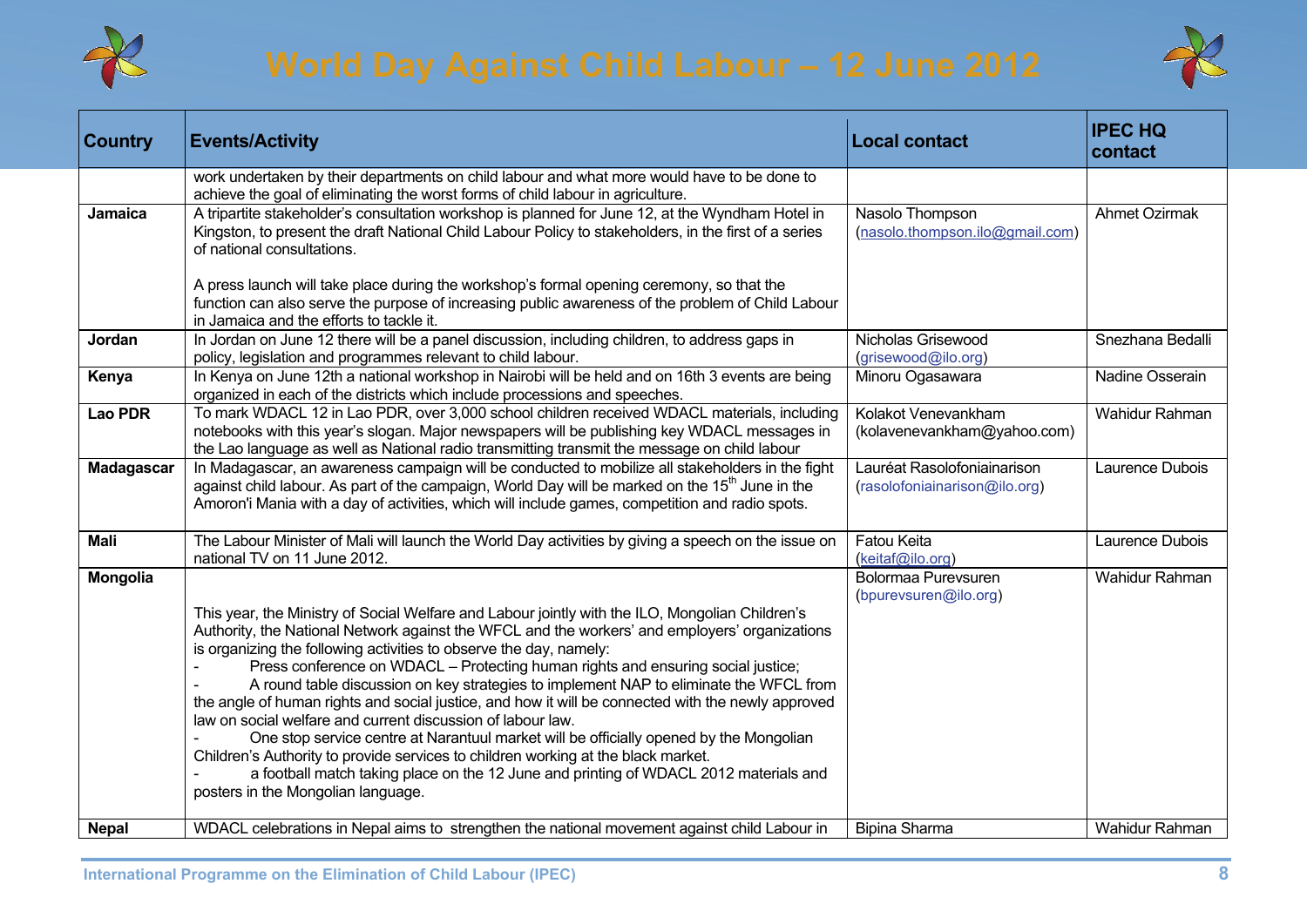# World Day Against Child Labour – 12 June 2012

| Country | Events/Activity | Local contact | IPEC HQ contact |
|---|---|---|---|
| | work undertaken by their departments on child labour and what more would have to be done to achieve the goal of eliminating the worst forms of child labour in agriculture. | | |
| **Jamaica** | A tripartite stakeholder's consultation workshop is planned for June 12, at the Wyndham Hotel in Kingston, to present the draft National Child Labour Policy to stakeholders, in the first of a series of national consultations.<br><br>A press launch will take place during the workshop's formal opening ceremony, so that the function can also serve the purpose of increasing public awareness of the problem of Child Labour in Jamaica and the efforts to tackle it. | Nasolo Thompson (nasolo.thompson.ilo@gmail.com) | Ahmet Ozirmak |
| **Jordan** | In Jordan on June 12 there will be a panel discussion, including children, to address gaps in policy, legislation and programmes relevant to child labour. | Nicholas Grisewood (grisewood@ilo.org) | Snezhana Bedalli |
| **Kenya** | In Kenya on June 12th a national workshop in Nairobi will be held and on 16th 3 events are being organized in each of the districts which include processions and speeches. | Minoru Ogasawara | Nadine Osserain |
| **Lao PDR** | To mark WDACL 12 in Lao PDR, over 3,000 school children received WDACL materials, including notebooks with this year's slogan. Major newspapers will be publishing key WDACL messages in the Lao language as well as National radio transmitting transmit the message on child labour | Kolakot Venevankham (kolavenevankham@yahoo.com) | Wahidur Rahman |
| **Madagascar** | In Madagascar, an awareness campaign will be conducted to mobilize all stakeholders in the fight against child labour. As part of the campaign, World Day will be marked on the 15th June in the Amoron'i Mania with a day of activities, which will include games, competition and radio spots. | Lauréat Rasolofoniainarison (rasolofoniainarison@ilo.org) | Laurence Dubois |
| **Mali** | The Labour Minister of Mali will launch the World Day activities by giving a speech on the issue on national TV on 11 June 2012. | Fatou Keita (keitaf@ilo.org) | Laurence Dubois |
| **Mongolia** | This year, the Ministry of Social Welfare and Labour jointly with the ILO, Mongolian Children's Authority, the National Network against the WFCL and the workers' and employers' organizations is organizing the following activities to observe the day, namely:<br>- Press conference on WDACL – Protecting human rights and ensuring social justice;<br>- A round table discussion on key strategies to implement NAP to eliminate the WFCL from the angle of human rights and social justice, and how it will be connected with the newly approved law on social welfare and current discussion of labour law.<br>- One stop service centre at Narantuul market will be officially opened by the Mongolian Children's Authority to provide services to children working at the black market.<br>- a football match taking place on the 12 June and printing of WDACL 2012 materials and posters in the Mongolian language. | Bolormaa Purevsuren (bpurevsuren@ilo.org) | Wahidur Rahman |
| **Nepal** | WDACL celebrations in Nepal aims to strengthen the national movement against child Labour in | Bipina Sharma | Wahidur Rahman |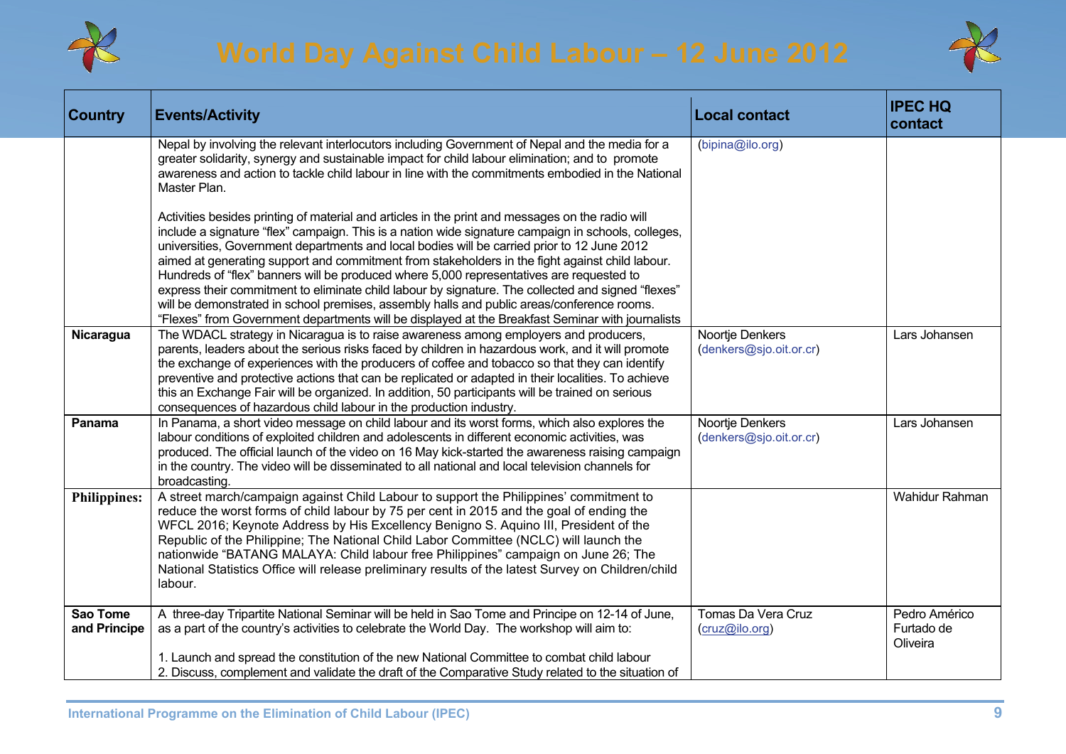# World Day Against Child Labour – 12 June 2012

| Country | Events/Activity | Local contact | IPEC HQ contact |
|---|---|---|---|
| | Nepal by involving the relevant interlocutors including Government of Nepal and the media for a greater solidarity, synergy and sustainable impact for child labour elimination; and to promote awareness and action to tackle child labour in line with the commitments embodied in the National Master Plan.<br><br>Activities besides printing of material and articles in the print and messages on the radio will include a signature "flex" campaign. This is a nation wide signature campaign in schools, colleges, universities, Government departments and local bodies will be carried prior to 12 June 2012 aimed at generating support and commitment from stakeholders in the fight against child labour. Hundreds of "flex" banners will be produced where 5,000 representatives are requested to express their commitment to eliminate child labour by signature. The collected and signed "flexes" will be demonstrated in school premises, assembly halls and public areas/conference rooms. "Flexes" from Government departments will be displayed at the Breakfast Seminar with journalists | (bipina@ilo.org) | |
| **Nicaragua** | The WDACL strategy in Nicaragua is to raise awareness among employers and producers, parents, leaders about the serious risks faced by children in hazardous work, and it will promote the exchange of experiences with the producers of coffee and tobacco so that they can identify preventive and protective actions that can be replicated or adapted in their localities. To achieve this an Exchange Fair will be organized. In addition, 50 participants will be trained on serious consequences of hazardous child labour in the production industry. | Noortje Denkers (denkers@sjo.oit.or.cr) | Lars Johansen |
| **Panama** | In Panama, a short video message on child labour and its worst forms, which also explores the labour conditions of exploited children and adolescents in different economic activities, was produced. The official launch of the video on 16 May kick-started the awareness raising campaign in the country. The video will be disseminated to all national and local television channels for broadcasting. | Noortje Denkers (denkers@sjo.oit.or.cr) | Lars Johansen |
| **Philippines:** | A street march/campaign against Child Labour to support the Philippines' commitment to reduce the worst forms of child labour by 75 per cent in 2015 and the goal of ending the WFCL 2016; Keynote Address by His Excellency Benigno S. Aquino III, President of the Republic of the Philippine; The National Child Labor Committee (NCLC) will launch the nationwide "BATANG MALAYA: Child labour free Philippines" campaign on June 26; The National Statistics Office will release preliminary results of the latest Survey on Children/child labour. | | Wahidur Rahman |
| **Sao Tome and Principe** | A three-day Tripartite National Seminar will be held in Sao Tome and Principe on 12-14 of June, as a part of the country's activities to celebrate the World Day. The workshop will aim to:<br><br>1. Launch and spread the constitution of the new National Committee to combat child labour<br>2. Discuss, complement and validate the draft of the Comparative Study related to the situation of | Tomas Da Vera Cruz (cruz@ilo.org) | Pedro Américo Furtado de Oliveira |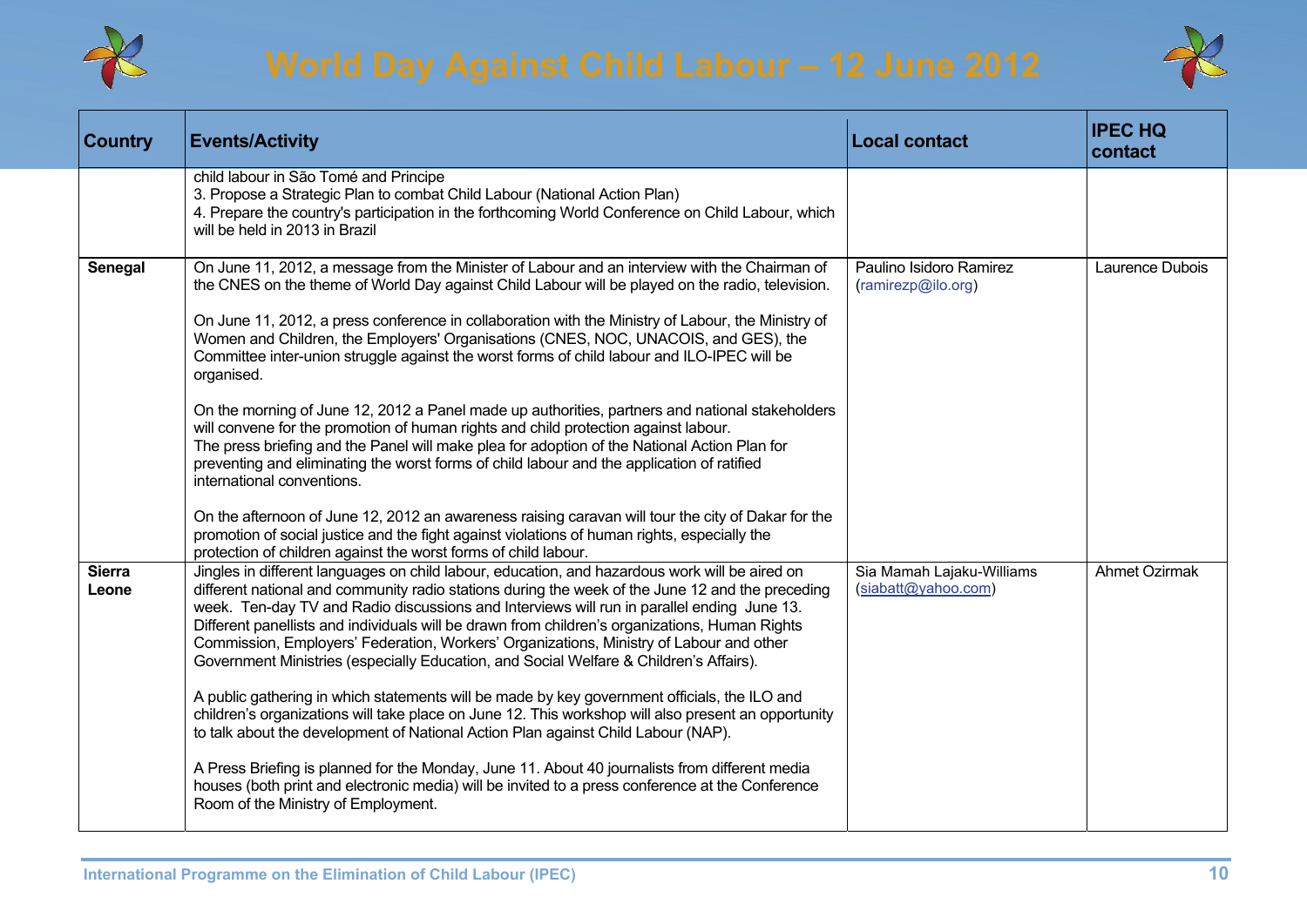| Country | Events/Activity | Local contact | IPEC HQ contact |
|---|---|---|---|
| | child labour in São Tomé and Principe<br>3. Propose a Strategic Plan to combat Child Labour (National Action Plan)<br>4. Prepare the country's participation in the forthcoming World Conference on Child Labour, which will be held in 2013 in Brazil | | |
| **Senegal** | On June 11, 2012, a message from the Minister of Labour and an interview with the Chairman of the CNES on the theme of World Day against Child Labour will be played on the radio, television.<br><br>On June 11, 2012, a press conference in collaboration with the Ministry of Labour, the Ministry of Women and Children, the Employers' Organisations (CNES, NOC, UNACOIS, and GES), the Committee inter-union struggle against the worst forms of child labour and ILO-IPEC will be organised.<br><br>On the morning of June 12, 2012 a Panel made up authorities, partners and national stakeholders will convene for the promotion of human rights and child protection against labour.<br>The press briefing and the Panel will make plea for adoption of the National Action Plan for preventing and eliminating the worst forms of child labour and the application of ratified international conventions.<br><br>On the afternoon of June 12, 2012 an awareness raising caravan will tour the city of Dakar for the promotion of social justice and the fight against violations of human rights, especially the protection of children against the worst forms of child labour. | Paulino Isidoro Ramirez (ramirezp@ilo.org) | Laurence Dubois |
| **Sierra Leone** | Jingles in different languages on child labour, education, and hazardous work will be aired on different national and community radio stations during the week of the June 12 and the preceding week. Ten-day TV and Radio discussions and Interviews will run in parallel ending June 13. Different panellists and individuals will be drawn from children's organizations, Human Rights Commission, Employers' Federation, Workers' Organizations, Ministry of Labour and other Government Ministries (especially Education, and Social Welfare & Children's Affairs).<br><br>A public gathering in which statements will be made by key government officials, the ILO and children's organizations will take place on June 12. This workshop will also present an opportunity to talk about the development of National Action Plan against Child Labour (NAP).<br><br>A Press Briefing is planned for the Monday, June 11. About 40 journalists from different media houses (both print and electronic media) will be invited to a press conference at the Conference Room of the Ministry of Employment. | Sia Mamah Lajaku-Williams (siabatt@yahoo.com) | Ahmet Ozirmak |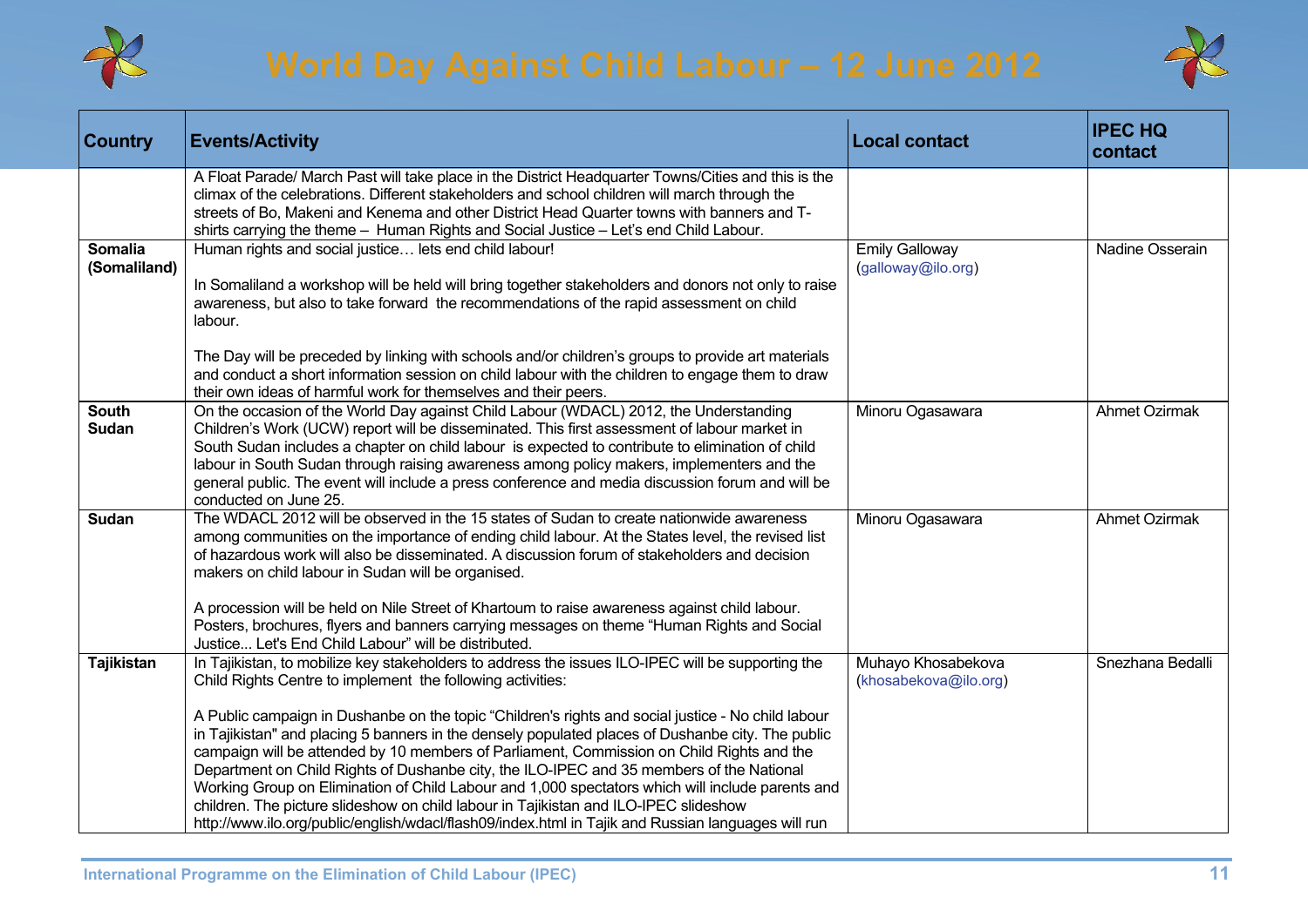# World Day Against Child Labour – 12 June 2012

| Country | Events/Activity | Local contact | IPEC HQ contact |
|---|---|---|---|
| | A Float Parade/ March Past will take place in the District Headquarter Towns/Cities and this is the climax of the celebrations. Different stakeholders and school children will march through the streets of Bo, Makeni and Kenema and other District Head Quarter towns with banners and T-shirts carrying the theme – Human Rights and Social Justice – Let's end Child Labour. | | |
| **Somalia (Somaliland)** | Human rights and social justice… lets end child labour!<br><br>In Somaliland a workshop will be held will bring together stakeholders and donors not only to raise awareness, but also to take forward the recommendations of the rapid assessment on child labour.<br><br>The Day will be preceded by linking with schools and/or children's groups to provide art materials and conduct a short information session on child labour with the children to engage them to draw their own ideas of harmful work for themselves and their peers. | Emily Galloway (galloway@ilo.org) | Nadine Osserain |
| **South Sudan** | On the occasion of the World Day against Child Labour (WDACL) 2012, the Understanding Children's Work (UCW) report will be disseminated. This first assessment of labour market in South Sudan includes a chapter on child labour is expected to contribute to elimination of child labour in South Sudan through raising awareness among policy makers, implementers and the general public. The event will include a press conference and media discussion forum and will be conducted on June 25. | Minoru Ogasawara | Ahmet Ozirmak |
| **Sudan** | The WDACL 2012 will be observed in the 15 states of Sudan to create nationwide awareness among communities on the importance of ending child labour. At the States level, the revised list of hazardous work will also be disseminated. A discussion forum of stakeholders and decision makers on child labour in Sudan will be organised.<br><br>A procession will be held on Nile Street of Khartoum to raise awareness against child labour. Posters, brochures, flyers and banners carrying messages on theme "Human Rights and Social Justice... Let's End Child Labour" will be distributed. | Minoru Ogasawara | Ahmet Ozirmak |
| **Tajikistan** | In Tajikistan, to mobilize key stakeholders to address the issues ILO-IPEC will be supporting the Child Rights Centre to implement the following activities:<br><br>A Public campaign in Dushanbe on the topic "Children's rights and social justice - No child labour in Tajikistan" and placing 5 banners in the densely populated places of Dushanbe city. The public campaign will be attended by 10 members of Parliament, Commission on Child Rights and the Department on Child Rights of Dushanbe city, the ILO-IPEC and 35 members of the National Working Group on Elimination of Child Labour and 1,000 spectators which will include parents and children. The picture slideshow on child labour in Tajikistan and ILO-IPEC slideshow http://www.ilo.org/public/english/wdacl/flash09/index.html in Tajik and Russian languages will run | Muhayo Khosabekova (khosabekova@ilo.org) | Snezhana Bedalli |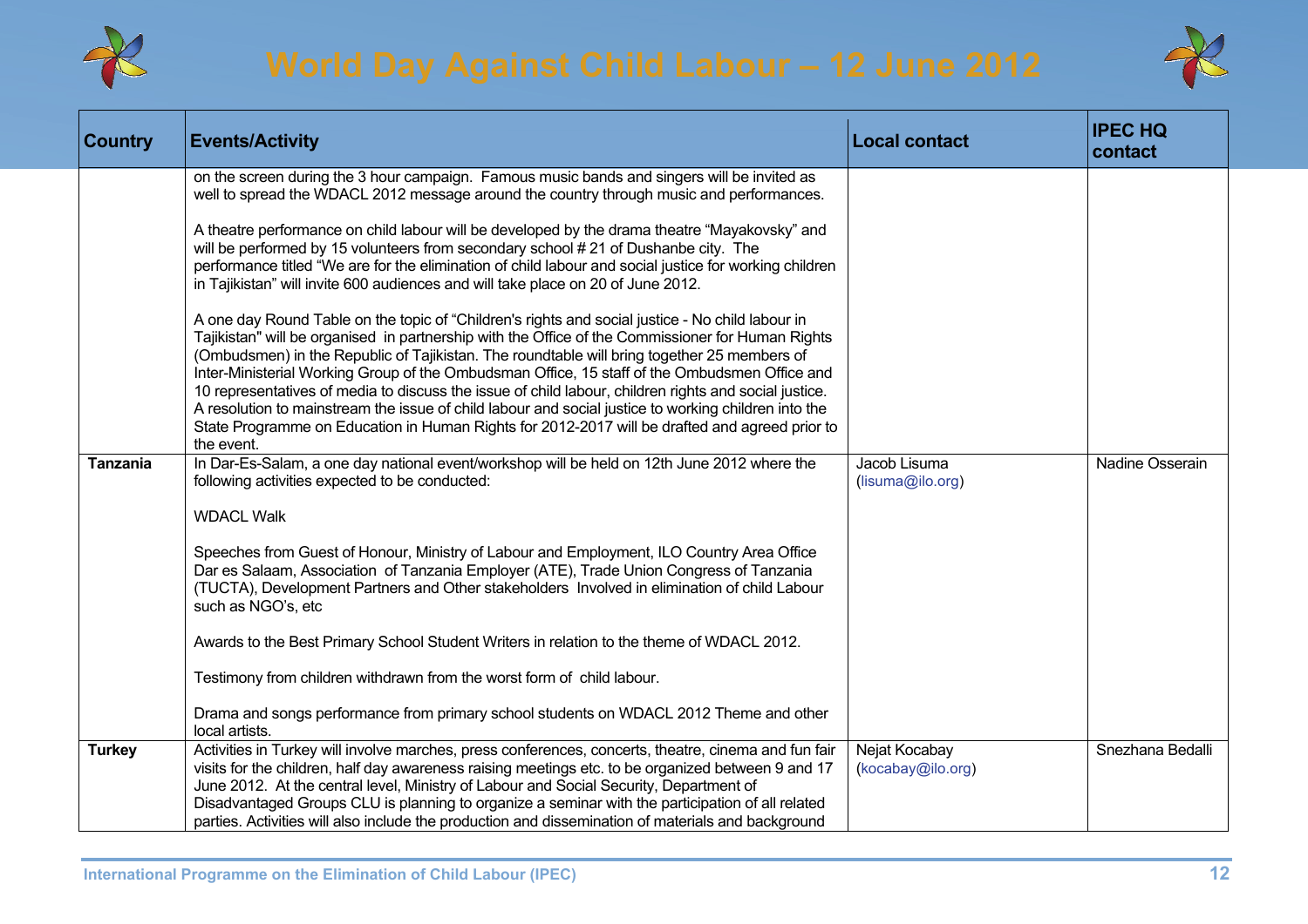| Country | Events/Activity | Local contact | IPEC HQ contact |
|---|---|---|---|
| | on the screen during the 3 hour campaign. Famous music bands and singers will be invited as well to spread the WDACL 2012 message around the country through music and performances.<br><br>A theatre performance on child labour will be developed by the drama theatre "Mayakovsky" and will be performed by 15 volunteers from secondary school # 21 of Dushanbe city. The performance titled "We are for the elimination of child labour and social justice for working children in Tajikistan" will invite 600 audiences and will take place on 20 of June 2012.<br><br>A one day Round Table on the topic of "Children's rights and social justice - No child labour in Tajikistan" will be organised in partnership with the Office of the Commissioner for Human Rights (Ombudsmen) in the Republic of Tajikistan. The roundtable will bring together 25 members of Inter-Ministerial Working Group of the Ombudsman Office, 15 staff of the Ombudsmen Office and 10 representatives of media to discuss the issue of child labour, children rights and social justice. A resolution to mainstream the issue of child labour and social justice to working children into the State Programme on Education in Human Rights for 2012-2017 will be drafted and agreed prior to the event. | | |
| **Tanzania** | In Dar-Es-Salam, a one day national event/workshop will be held on 12th June 2012 where the following activities expected to be conducted:<br><br>WDACL Walk<br><br>Speeches from Guest of Honour, Ministry of Labour and Employment, ILO Country Area Office Dar es Salaam, Association of Tanzania Employer (ATE), Trade Union Congress of Tanzania (TUCTA), Development Partners and Other stakeholders Involved in elimination of child Labour such as NGO's, etc<br><br>Awards to the Best Primary School Student Writers in relation to the theme of WDACL 2012.<br><br>Testimony from children withdrawn from the worst form of child labour.<br><br>Drama and songs performance from primary school students on WDACL 2012 Theme and other local artists. | Jacob Lisuma (lisuma@ilo.org) | Nadine Osserain |
| **Turkey** | Activities in Turkey will involve marches, press conferences, concerts, theatre, cinema and fun fair visits for the children, half day awareness raising meetings etc. to be organized between 9 and 17 June 2012. At the central level, Ministry of Labour and Social Security, Department of Disadvantaged Groups CLU is planning to organize a seminar with the participation of all related parties. Activities will also include the production and dissemination of materials and background | Nejat Kocabay (kocabay@ilo.org) | Snezhana Bedalli |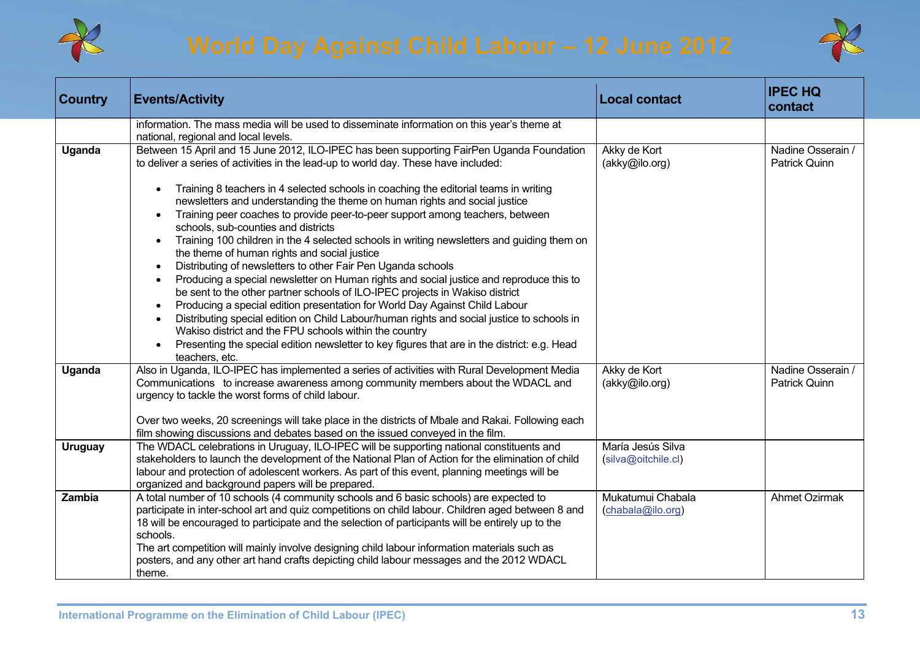| Country | Events/Activity | Local contact | IPEC HQ contact |
|---|---|---|---|
| | information. The mass media will be used to disseminate information on this year's theme at national, regional and local levels. | | |
| **Uganda** | Between 15 April and 15 June 2012, ILO-IPEC has been supporting FairPen Uganda Foundation to deliver a series of activities in the lead-up to world day. These have included:<br><br>• Training 8 teachers in 4 selected schools in coaching the editorial teams in writing newsletters and understanding the theme on human rights and social justice<br>• Training peer coaches to provide peer-to-peer support among teachers, between schools, sub-counties and districts<br>• Training 100 children in the 4 selected schools in writing newsletters and guiding them on the theme of human rights and social justice<br>• Distributing of newsletters to other Fair Pen Uganda schools<br>• Producing a special newsletter on Human rights and social justice and reproduce this to be sent to the other partner schools of ILO-IPEC projects in Wakiso district<br>• Producing a special edition presentation for World Day Against Child Labour<br>• Distributing special edition on Child Labour/human rights and social justice to schools in Wakiso district and the FPU schools within the country<br>• Presenting the special edition newsletter to key figures that are in the district: e.g. Head teachers, etc. | Akky de Kort (akky@ilo.org) | Nadine Osserain / Patrick Quinn |
| **Uganda** | Also in Uganda, ILO-IPEC has implemented a series of activities with Rural Development Media Communications to increase awareness among community members about the WDACL and urgency to tackle the worst forms of child labour.<br><br>Over two weeks, 20 screenings will take place in the districts of Mbale and Rakai. Following each film showing discussions and debates based on the issued conveyed in the film. | Akky de Kort (akky@ilo.org) | Nadine Osserain / Patrick Quinn |
| **Uruguay** | The WDACL celebrations in Uruguay, ILO-IPEC will be supporting national constituents and stakeholders to launch the development of the National Plan of Action for the elimination of child labour and protection of adolescent workers. As part of this event, planning meetings will be organized and background papers will be prepared. | María Jesús Silva (silva@oitchile.cl) | |
| **Zambia** | A total number of 10 schools (4 community schools and 6 basic schools) are expected to participate in inter-school art and quiz competitions on child labour. Children aged between 8 and 18 will be encouraged to participate and the selection of participants will be entirely up to the schools.<br>The art competition will mainly involve designing child labour information materials such as posters, and any other art hand crafts depicting child labour messages and the 2012 WDACL theme. | Mukatumui Chabala (chabala@ilo.org) | Ahmet Ozirmak |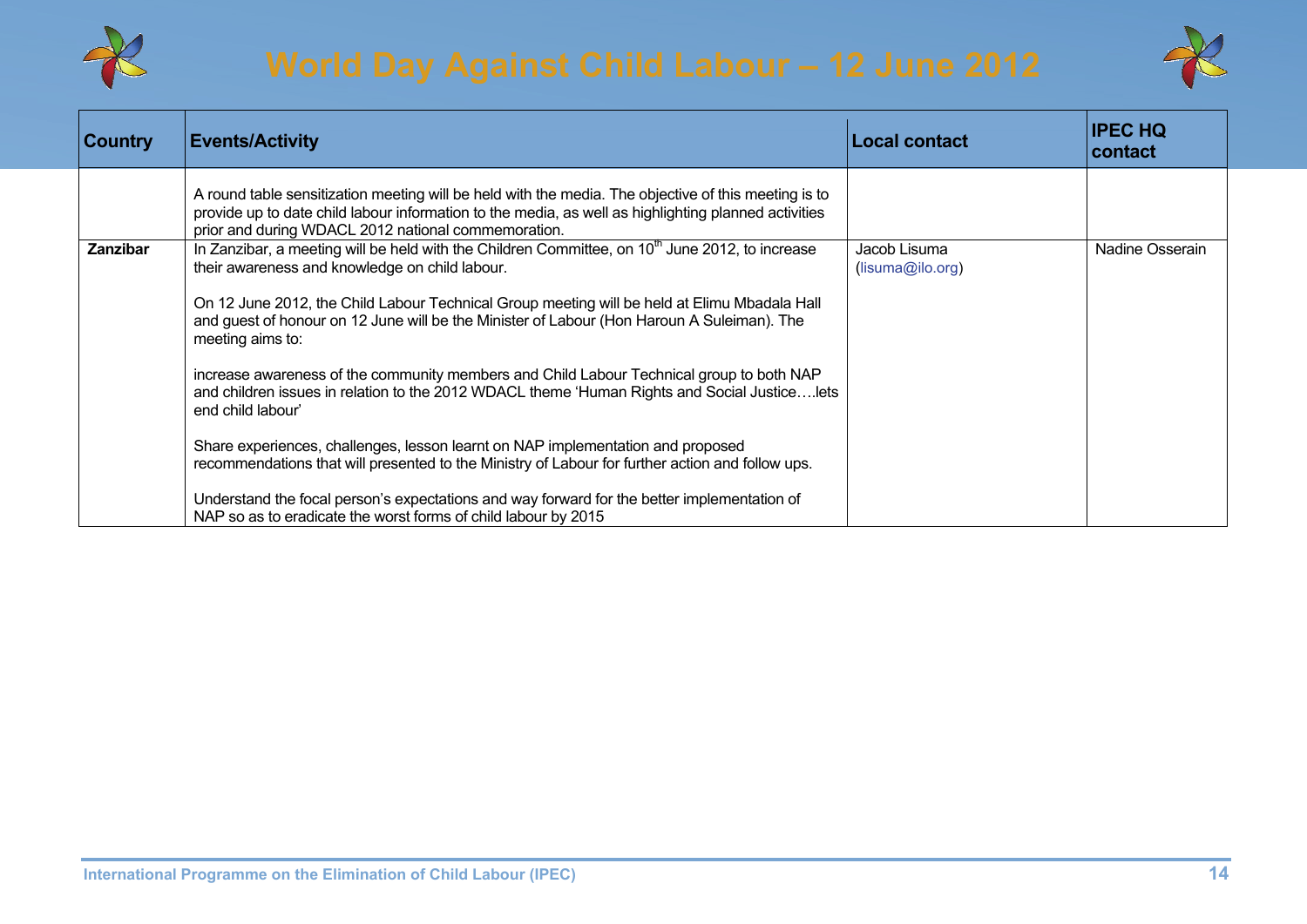# World Day Against Child Labour – 12 June 2012

| Country | Events/Activity | Local contact | IPEC HQ contact |
|---|---|---|---|
| | A round table sensitization meeting will be held with the media. The objective of this meeting is to provide up to date child labour information to the media, as well as highlighting planned activities prior and during WDACL 2012 national commemoration. | | |
| **Zanzibar** | In Zanzibar, a meeting will be held with the Children Committee, on 10th June 2012, to increase their awareness and knowledge on child labour.<br><br>On 12 June 2012, the Child Labour Technical Group meeting will be held at Elimu Mbadala Hall and guest of honour on 12 June will be the Minister of Labour (Hon Haroun A Suleiman). The meeting aims to:<br><br>increase awareness of the community members and Child Labour Technical group to both NAP and children issues in relation to the 2012 WDACL theme 'Human Rights and Social Justice….lets end child labour'<br><br>Share experiences, challenges, lesson learnt on NAP implementation and proposed recommendations that will presented to the Ministry of Labour for further action and follow ups.<br><br>Understand the focal person's expectations and way forward for the better implementation of NAP so as to eradicate the worst forms of child labour by 2015 | Jacob Lisuma (lisuma@ilo.org) | Nadine Osserain |